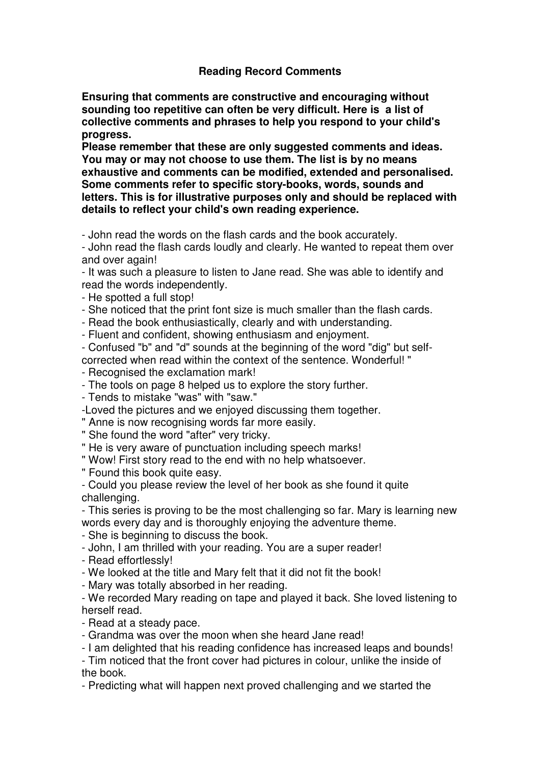# Reading Record Comments

**Ensuring that comments are constructive and encouraging without sounding too repetitive can often be very difficult. Here is a list of collective comments and phrases to help you respond to your child's progress.**

**Please remember that these are only suggested comments and ideas. You may or may not choose to use them. The list is by no means exhaustive and comments can be modified, extended and personalised. Some comments refer to specific story-books, words, sounds and letters. This is for illustrative purposes only and should be replaced with details to reflect your child's own reading experience.**

- John read the words on the flash cards and the book accurately.
- John read the flash cards loudly and clearly. He wanted to repeat them over and over again!
- It was such a pleasure to listen to Jane read. She was able to identify and read the words independently.
- He spotted a full stop!
- She noticed that the print font size is much smaller than the flash cards.
- Read the book enthusiastically, clearly and with understanding.
- Fluent and confident, showing enthusiasm and enjoyment.
- Confused "b" and "d" sounds at the beginning of the word "dig" but self-corrected when read within the context of the sentence. Wonderful! "
- Recognised the exclamation mark!
- The tools on page 8 helped us to explore the story further.
- Tends to mistake "was" with "saw."
- Loved the pictures and we enjoyed discussing them together.

" Anne is now recognising words far more easily.

" She found the word "after" very tricky.

" He is very aware of punctuation including speech marks!

" Wow! First story read to the end with no help whatsoever.

" Found this book quite easy.

- Could you please review the level of her book as she found it quite challenging.
- This series is proving to be the most challenging so far. Mary is learning new words every day and is thoroughly enjoying the adventure theme.
- She is beginning to discuss the book.
- John, I am thrilled with your reading. You are a super reader!
- Read effortlessly!
- We looked at the title and Mary felt that it did not fit the book!
- Mary was totally absorbed in her reading.
- We recorded Mary reading on tape and played it back. She loved listening to herself read.
- Read at a steady pace.
- Grandma was over the moon when she heard Jane read!
- I am delighted that his reading confidence has increased leaps and bounds!
- Tim noticed that the front cover had pictures in colour, unlike the inside of the book.
- Predicting what will happen next proved challenging and we started the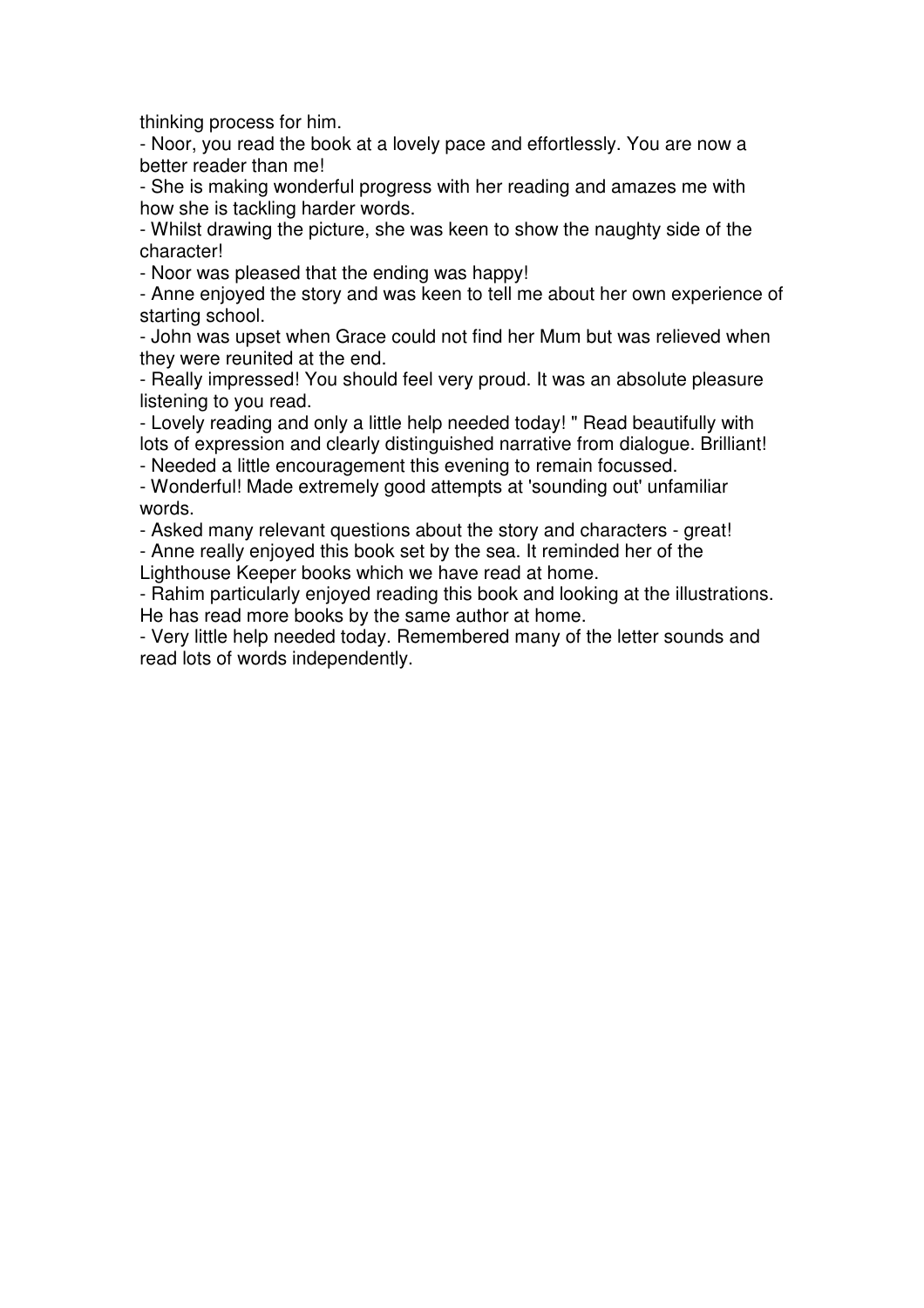thinking process for him.

- Noor, you read the book at a lovely pace and effortlessly. You are now a better reader than me!
- She is making wonderful progress with her reading and amazes me with how she is tackling harder words.
- Whilst drawing the picture, she was keen to show the naughty side of the character!
- Noor was pleased that the ending was happy!
- Anne enjoyed the story and was keen to tell me about her own experience of starting school.
- John was upset when Grace could not find her Mum but was relieved when they were reunited at the end.
- Really impressed! You should feel very proud. It was an absolute pleasure listening to you read.
- Lovely reading and only a little help needed today! " Read beautifully with lots of expression and clearly distinguished narrative from dialogue. Brilliant!
- Needed a little encouragement this evening to remain focussed.
- Wonderful! Made extremely good attempts at 'sounding out' unfamiliar words.
- Asked many relevant questions about the story and characters - great!
- Anne really enjoyed this book set by the sea. It reminded her of the Lighthouse Keeper books which we have read at home.
- Rahim particularly enjoyed reading this book and looking at the illustrations. He has read more books by the same author at home.
- Very little help needed today. Remembered many of the letter sounds and read lots of words independently.